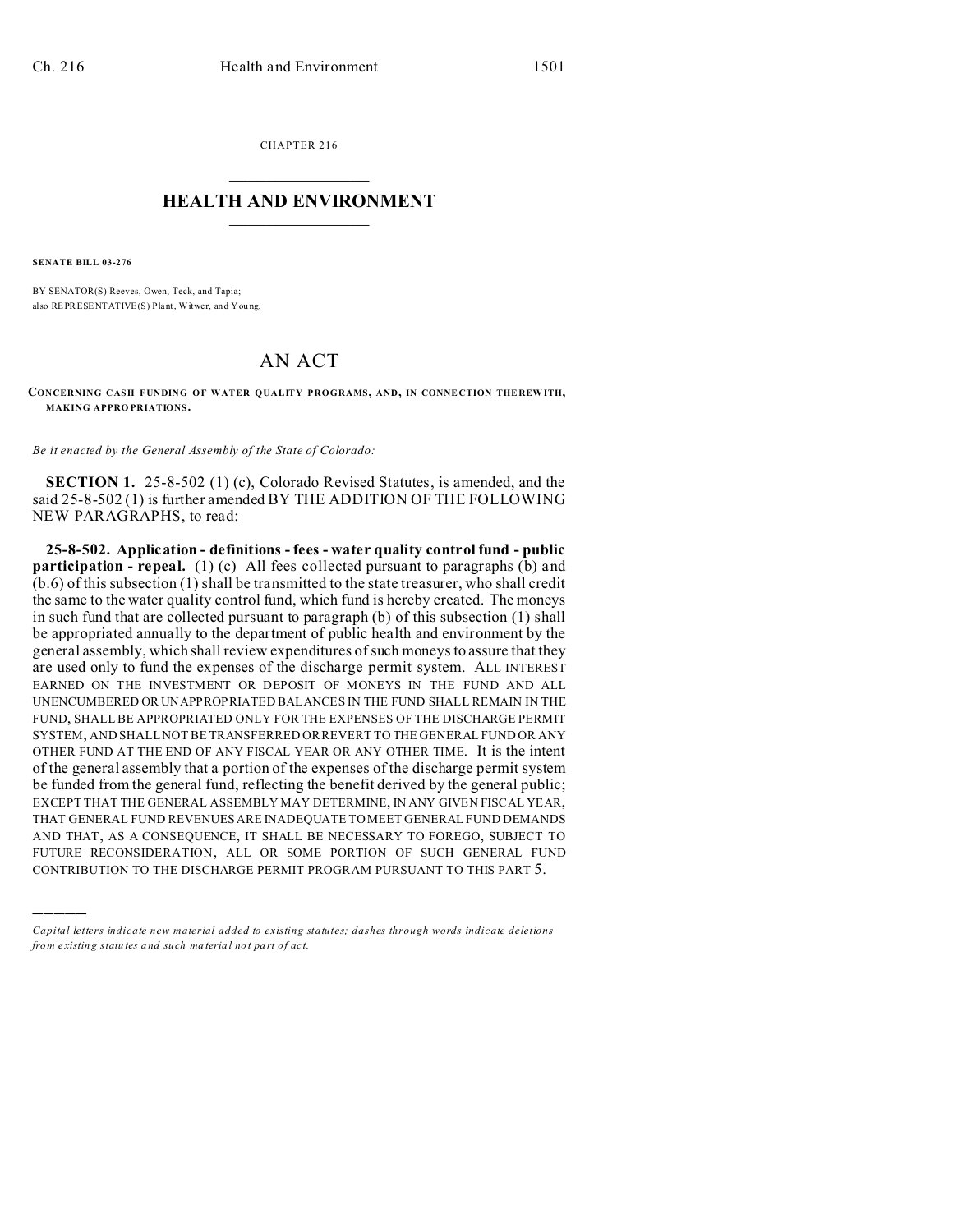CHAPTER 216

# HEALTH AND ENVIRONMENT

**SENATE BILL 03-276**

BY SENATOR(S) Reeves, Owen, Teck, and Tapia;
also REPRESENTATIVE(S) Plant, Witwer, and Young.

# AN ACT

**CONCERNING CASH FUNDING OF WATER QUALITY PROGRAMS, AND, IN CONNECTION THEREWITH, MAKING APPROPRIATIONS.**

*Be it enacted by the General Assembly of the State of Colorado:*

**SECTION 1.** 25-8-502 (1) (c), Colorado Revised Statutes, is amended, and the said 25-8-502 (1) is further amended BY THE ADDITION OF THE FOLLOWING NEW PARAGRAPHS, to read:

**25-8-502. Application - definitions - fees - water quality control fund - public participation - repeal.** (1) (c) All fees collected pursuant to paragraphs (b) and (b.6) of this subsection (1) shall be transmitted to the state treasurer, who shall credit the same to the water quality control fund, which fund is hereby created. The moneys in such fund that are collected pursuant to paragraph (b) of this subsection (1) shall be appropriated annually to the department of public health and environment by the general assembly, which shall review expenditures of such moneys to assure that they are used only to fund the expenses of the discharge permit system. ALL INTEREST EARNED ON THE INVESTMENT OR DEPOSIT OF MONEYS IN THE FUND AND ALL UNENCUMBERED OR UNAPPROPRIATED BALANCES IN THE FUND SHALL REMAIN IN THE FUND, SHALL BE APPROPRIATED ONLY FOR THE EXPENSES OF THE DISCHARGE PERMIT SYSTEM, AND SHALL NOT BE TRANSFERRED OR REVERT TO THE GENERAL FUND OR ANY OTHER FUND AT THE END OF ANY FISCAL YEAR OR ANY OTHER TIME. It is the intent of the general assembly that a portion of the expenses of the discharge permit system be funded from the general fund, reflecting the benefit derived by the general public; EXCEPT THAT THE GENERAL ASSEMBLY MAY DETERMINE, IN ANY GIVEN FISCAL YEAR, THAT GENERAL FUND REVENUES ARE INADEQUATE TO MEET GENERAL FUND DEMANDS AND THAT, AS A CONSEQUENCE, IT SHALL BE NECESSARY TO FOREGO, SUBJECT TO FUTURE RECONSIDERATION, ALL OR SOME PORTION OF SUCH GENERAL FUND CONTRIBUTION TO THE DISCHARGE PERMIT PROGRAM PURSUANT TO THIS PART 5.

---

*Capital letters indicate new material added to existing statutes; dashes through words indicate deletions from existing statutes and such material not part of act.*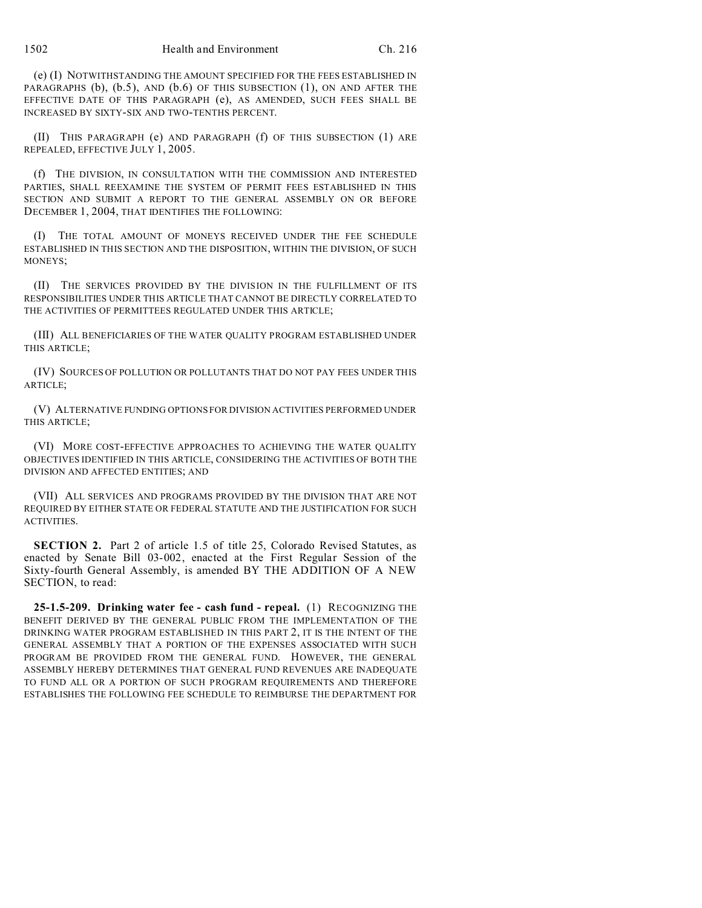(e) (I) NOTWITHSTANDING THE AMOUNT SPECIFIED FOR THE FEES ESTABLISHED IN PARAGRAPHS (b), (b.5), AND (b.6) OF THIS SUBSECTION (1), ON AND AFTER THE EFFECTIVE DATE OF THIS PARAGRAPH (e), AS AMENDED, SUCH FEES SHALL BE INCREASED BY SIXTY-SIX AND TWO-TENTHS PERCENT.

(II) THIS PARAGRAPH (e) AND PARAGRAPH (f) OF THIS SUBSECTION (1) ARE REPEALED, EFFECTIVE JULY 1, 2005.

(f) THE DIVISION, IN CONSULTATION WITH THE COMMISSION AND INTERESTED PARTIES, SHALL REEXAMINE THE SYSTEM OF PERMIT FEES ESTABLISHED IN THIS SECTION AND SUBMIT A REPORT TO THE GENERAL ASSEMBLY ON OR BEFORE DECEMBER 1, 2004, THAT IDENTIFIES THE FOLLOWING:

(I) THE TOTAL AMOUNT OF MONEYS RECEIVED UNDER THE FEE SCHEDULE ESTABLISHED IN THIS SECTION AND THE DISPOSITION, WITHIN THE DIVISION, OF SUCH MONEYS;

(II) THE SERVICES PROVIDED BY THE DIVISION IN THE FULFILLMENT OF ITS RESPONSIBILITIES UNDER THIS ARTICLE THAT CANNOT BE DIRECTLY CORRELATED TO THE ACTIVITIES OF PERMITTEES REGULATED UNDER THIS ARTICLE;

(III) ALL BENEFICIARIES OF THE WATER QUALITY PROGRAM ESTABLISHED UNDER THIS ARTICLE;

(IV) SOURCES OF POLLUTION OR POLLUTANTS THAT DO NOT PAY FEES UNDER THIS ARTICLE;

(V) ALTERNATIVE FUNDING OPTIONS FOR DIVISION ACTIVITIES PERFORMED UNDER THIS ARTICLE;

(VI) MORE COST-EFFECTIVE APPROACHES TO ACHIEVING THE WATER QUALITY OBJECTIVES IDENTIFIED IN THIS ARTICLE, CONSIDERING THE ACTIVITIES OF BOTH THE DIVISION AND AFFECTED ENTITIES; AND

(VII) ALL SERVICES AND PROGRAMS PROVIDED BY THE DIVISION THAT ARE NOT REQUIRED BY EITHER STATE OR FEDERAL STATUTE AND THE JUSTIFICATION FOR SUCH ACTIVITIES.

**SECTION 2.** Part 2 of article 1.5 of title 25, Colorado Revised Statutes, as enacted by Senate Bill 03-002, enacted at the First Regular Session of the Sixty-fourth General Assembly, is amended BY THE ADDITION OF A NEW SECTION, to read:

**25-1.5-209. Drinking water fee - cash fund - repeal.** (1) RECOGNIZING THE BENEFIT DERIVED BY THE GENERAL PUBLIC FROM THE IMPLEMENTATION OF THE DRINKING WATER PROGRAM ESTABLISHED IN THIS PART 2, IT IS THE INTENT OF THE GENERAL ASSEMBLY THAT A PORTION OF THE EXPENSES ASSOCIATED WITH SUCH PROGRAM BE PROVIDED FROM THE GENERAL FUND. HOWEVER, THE GENERAL ASSEMBLY HEREBY DETERMINES THAT GENERAL FUND REVENUES ARE INADEQUATE TO FUND ALL OR A PORTION OF SUCH PROGRAM REQUIREMENTS AND THEREFORE ESTABLISHES THE FOLLOWING FEE SCHEDULE TO REIMBURSE THE DEPARTMENT FOR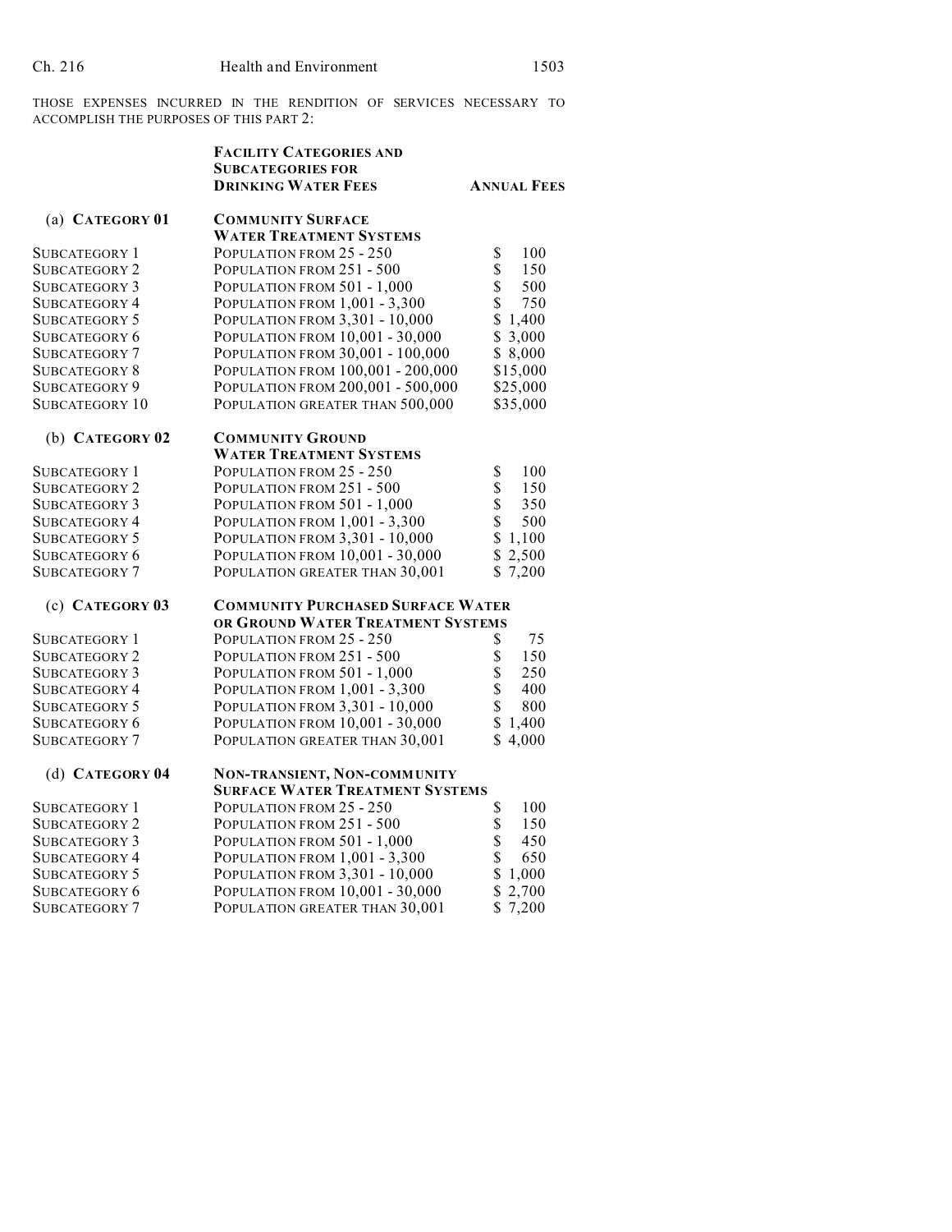THOSE EXPENSES INCURRED IN THE RENDITION OF SERVICES NECESSARY TO ACCOMPLISH THE PURPOSES OF THIS PART 2:

| | **FACILITY CATEGORIES AND SUBCATEGORIES FOR DRINKING WATER FEES** | **ANNUAL FEES** |
|---|---|---|
| (a) **CATEGORY 01** | **COMMUNITY SURFACE WATER TREATMENT SYSTEMS** | |
| SUBCATEGORY 1 | POPULATION FROM 25 - 250 | $ 100 |
| SUBCATEGORY 2 | POPULATION FROM 251 - 500 | $ 150 |
| SUBCATEGORY 3 | POPULATION FROM 501 - 1,000 | $ 500 |
| SUBCATEGORY 4 | POPULATION FROM 1,001 - 3,300 | $ 750 |
| SUBCATEGORY 5 | POPULATION FROM 3,301 - 10,000 | $ 1,400 |
| SUBCATEGORY 6 | POPULATION FROM 10,001 - 30,000 | $ 3,000 |
| SUBCATEGORY 7 | POPULATION FROM 30,001 - 100,000 | $ 8,000 |
| SUBCATEGORY 8 | POPULATION FROM 100,001 - 200,000 | $15,000 |
| SUBCATEGORY 9 | POPULATION FROM 200,001 - 500,000 | $25,000 |
| SUBCATEGORY 10 | POPULATION GREATER THAN 500,000 | $35,000 |
| (b) **CATEGORY 02** | **COMMUNITY GROUND WATER TREATMENT SYSTEMS** | |
| SUBCATEGORY 1 | POPULATION FROM 25 - 250 | $ 100 |
| SUBCATEGORY 2 | POPULATION FROM 251 - 500 | $ 150 |
| SUBCATEGORY 3 | POPULATION FROM 501 - 1,000 | $ 350 |
| SUBCATEGORY 4 | POPULATION FROM 1,001 - 3,300 | $ 500 |
| SUBCATEGORY 5 | POPULATION FROM 3,301 - 10,000 | $ 1,100 |
| SUBCATEGORY 6 | POPULATION FROM 10,001 - 30,000 | $ 2,500 |
| SUBCATEGORY 7 | POPULATION GREATER THAN 30,001 | $ 7,200 |
| (c) **CATEGORY 03** | **COMMUNITY PURCHASED SURFACE WATER OR GROUND WATER TREATMENT SYSTEMS** | |
| SUBCATEGORY 1 | POPULATION FROM 25 - 250 | $ 75 |
| SUBCATEGORY 2 | POPULATION FROM 251 - 500 | $ 150 |
| SUBCATEGORY 3 | POPULATION FROM 501 - 1,000 | $ 250 |
| SUBCATEGORY 4 | POPULATION FROM 1,001 - 3,300 | $ 400 |
| SUBCATEGORY 5 | POPULATION FROM 3,301 - 10,000 | $ 800 |
| SUBCATEGORY 6 | POPULATION FROM 10,001 - 30,000 | $ 1,400 |
| SUBCATEGORY 7 | POPULATION GREATER THAN 30,001 | $ 4,000 |
| (d) **CATEGORY 04** | **NON-TRANSIENT, NON-COMMUNITY SURFACE WATER TREATMENT SYSTEMS** | |
| SUBCATEGORY 1 | POPULATION FROM 25 - 250 | $ 100 |
| SUBCATEGORY 2 | POPULATION FROM 251 - 500 | $ 150 |
| SUBCATEGORY 3 | POPULATION FROM 501 - 1,000 | $ 450 |
| SUBCATEGORY 4 | POPULATION FROM 1,001 - 3,300 | $ 650 |
| SUBCATEGORY 5 | POPULATION FROM 3,301 - 10,000 | $ 1,000 |
| SUBCATEGORY 6 | POPULATION FROM 10,001 - 30,000 | $ 2,700 |
| SUBCATEGORY 7 | POPULATION GREATER THAN 30,001 | $ 7,200 |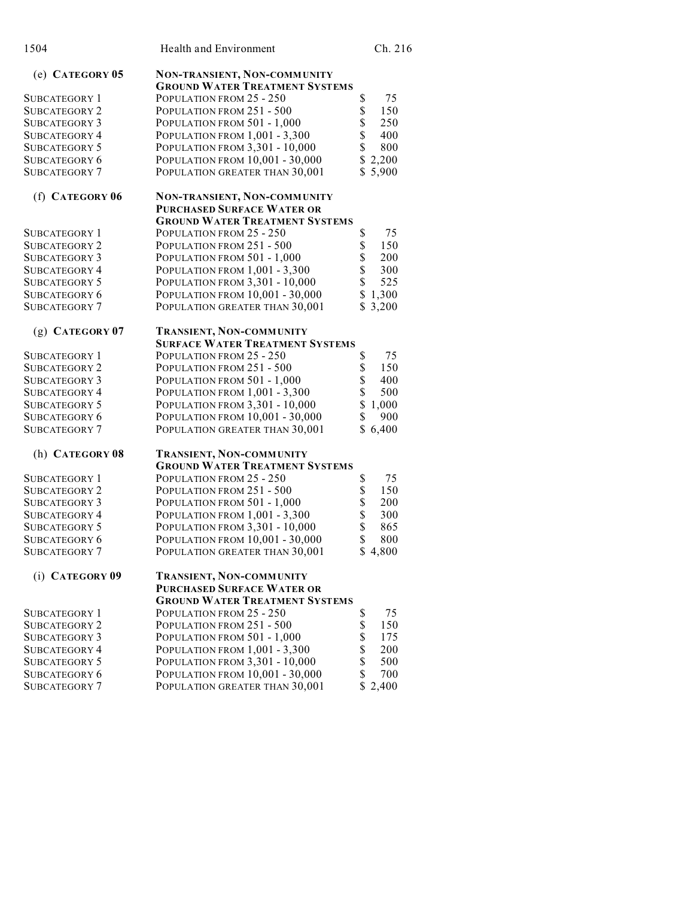(e) **CATEGORY 05** — **NON-TRANSIENT, NON-COMMUNITY GROUND WATER TREATMENT SYSTEMS**

| | | |
|---|---|---|
| SUBCATEGORY 1 | POPULATION FROM 25 - 250 | $ 75 |
| SUBCATEGORY 2 | POPULATION FROM 251 - 500 | $ 150 |
| SUBCATEGORY 3 | POPULATION FROM 501 - 1,000 | $ 250 |
| SUBCATEGORY 4 | POPULATION FROM 1,001 - 3,300 | $ 400 |
| SUBCATEGORY 5 | POPULATION FROM 3,301 - 10,000 | $ 800 |
| SUBCATEGORY 6 | POPULATION FROM 10,001 - 30,000 | $ 2,200 |
| SUBCATEGORY 7 | POPULATION GREATER THAN 30,001 | $ 5,900 |

(f) **CATEGORY 06** — **NON-TRANSIENT, NON-COMMUNITY PURCHASED SURFACE WATER OR GROUND WATER TREATMENT SYSTEMS**

| | | |
|---|---|---|
| SUBCATEGORY 1 | POPULATION FROM 25 - 250 | $ 75 |
| SUBCATEGORY 2 | POPULATION FROM 251 - 500 | $ 150 |
| SUBCATEGORY 3 | POPULATION FROM 501 - 1,000 | $ 200 |
| SUBCATEGORY 4 | POPULATION FROM 1,001 - 3,300 | $ 300 |
| SUBCATEGORY 5 | POPULATION FROM 3,301 - 10,000 | $ 525 |
| SUBCATEGORY 6 | POPULATION FROM 10,001 - 30,000 | $ 1,300 |
| SUBCATEGORY 7 | POPULATION GREATER THAN 30,001 | $ 3,200 |

(g) **CATEGORY 07** — **TRANSIENT, NON-COMMUNITY SURFACE WATER TREATMENT SYSTEMS**

| | | |
|---|---|---|
| SUBCATEGORY 1 | POPULATION FROM 25 - 250 | $ 75 |
| SUBCATEGORY 2 | POPULATION FROM 251 - 500 | $ 150 |
| SUBCATEGORY 3 | POPULATION FROM 501 - 1,000 | $ 400 |
| SUBCATEGORY 4 | POPULATION FROM 1,001 - 3,300 | $ 500 |
| SUBCATEGORY 5 | POPULATION FROM 3,301 - 10,000 | $ 1,000 |
| SUBCATEGORY 6 | POPULATION FROM 10,001 - 30,000 | $ 900 |
| SUBCATEGORY 7 | POPULATION GREATER THAN 30,001 | $ 6,400 |

(h) **CATEGORY 08** — **TRANSIENT, NON-COMMUNITY GROUND WATER TREATMENT SYSTEMS**

| | | |
|---|---|---|
| SUBCATEGORY 1 | POPULATION FROM 25 - 250 | $ 75 |
| SUBCATEGORY 2 | POPULATION FROM 251 - 500 | $ 150 |
| SUBCATEGORY 3 | POPULATION FROM 501 - 1,000 | $ 200 |
| SUBCATEGORY 4 | POPULATION FROM 1,001 - 3,300 | $ 300 |
| SUBCATEGORY 5 | POPULATION FROM 3,301 - 10,000 | $ 865 |
| SUBCATEGORY 6 | POPULATION FROM 10,001 - 30,000 | $ 800 |
| SUBCATEGORY 7 | POPULATION GREATER THAN 30,001 | $ 4,800 |

(i) **CATEGORY 09** — **TRANSIENT, NON-COMMUNITY PURCHASED SURFACE WATER OR GROUND WATER TREATMENT SYSTEMS**

| | | |
|---|---|---|
| SUBCATEGORY 1 | POPULATION FROM 25 - 250 | $ 75 |
| SUBCATEGORY 2 | POPULATION FROM 251 - 500 | $ 150 |
| SUBCATEGORY 3 | POPULATION FROM 501 - 1,000 | $ 175 |
| SUBCATEGORY 4 | POPULATION FROM 1,001 - 3,300 | $ 200 |
| SUBCATEGORY 5 | POPULATION FROM 3,301 - 10,000 | $ 500 |
| SUBCATEGORY 6 | POPULATION FROM 10,001 - 30,000 | $ 700 |
| SUBCATEGORY 7 | POPULATION GREATER THAN 30,001 | $ 2,400 |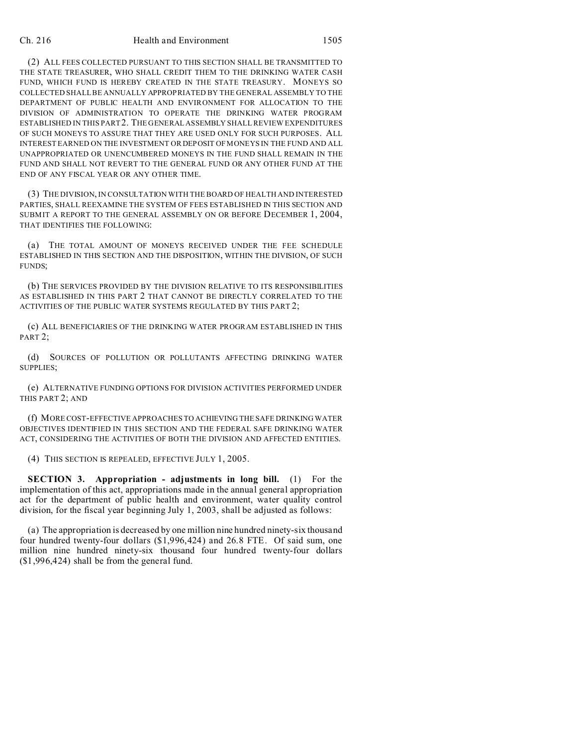(2) ALL FEES COLLECTED PURSUANT TO THIS SECTION SHALL BE TRANSMITTED TO THE STATE TREASURER, WHO SHALL CREDIT THEM TO THE DRINKING WATER CASH FUND, WHICH FUND IS HEREBY CREATED IN THE STATE TREASURY. MONEYS SO COLLECTED SHALL BE ANNUALLY APPROPRIATED BY THE GENERAL ASSEMBLY TO THE DEPARTMENT OF PUBLIC HEALTH AND ENVIRONMENT FOR ALLOCATION TO THE DIVISION OF ADMINISTRATION TO OPERATE THE DRINKING WATER PROGRAM ESTABLISHED IN THIS PART 2. THE GENERAL ASSEMBLY SHALL REVIEW EXPENDITURES OF SUCH MONEYS TO ASSURE THAT THEY ARE USED ONLY FOR SUCH PURPOSES. ALL INTEREST EARNED ON THE INVESTMENT OR DEPOSIT OF MONEYS IN THE FUND AND ALL UNAPPROPRIATED OR UNENCUMBERED MONEYS IN THE FUND SHALL REMAIN IN THE FUND AND SHALL NOT REVERT TO THE GENERAL FUND OR ANY OTHER FUND AT THE END OF ANY FISCAL YEAR OR ANY OTHER TIME.

(3) THE DIVISION, IN CONSULTATION WITH THE BOARD OF HEALTH AND INTERESTED PARTIES, SHALL REEXAMINE THE SYSTEM OF FEES ESTABLISHED IN THIS SECTION AND SUBMIT A REPORT TO THE GENERAL ASSEMBLY ON OR BEFORE DECEMBER 1, 2004, THAT IDENTIFIES THE FOLLOWING:

(a) THE TOTAL AMOUNT OF MONEYS RECEIVED UNDER THE FEE SCHEDULE ESTABLISHED IN THIS SECTION AND THE DISPOSITION, WITHIN THE DIVISION, OF SUCH FUNDS;

(b) THE SERVICES PROVIDED BY THE DIVISION RELATIVE TO ITS RESPONSIBILITIES AS ESTABLISHED IN THIS PART 2 THAT CANNOT BE DIRECTLY CORRELATED TO THE ACTIVITIES OF THE PUBLIC WATER SYSTEMS REGULATED BY THIS PART 2;

(c) ALL BENEFICIARIES OF THE DRINKING WATER PROGRAM ESTABLISHED IN THIS PART 2;

(d) SOURCES OF POLLUTION OR POLLUTANTS AFFECTING DRINKING WATER SUPPLIES;

(e) ALTERNATIVE FUNDING OPTIONS FOR DIVISION ACTIVITIES PERFORMED UNDER THIS PART 2; AND

(f) MORE COST-EFFECTIVE APPROACHES TO ACHIEVING THE SAFE DRINKING WATER OBJECTIVES IDENTIFIED IN THIS SECTION AND THE FEDERAL SAFE DRINKING WATER ACT, CONSIDERING THE ACTIVITIES OF BOTH THE DIVISION AND AFFECTED ENTITIES.

(4) THIS SECTION IS REPEALED, EFFECTIVE JULY 1, 2005.

**SECTION 3. Appropriation - adjustments in long bill.** (1) For the implementation of this act, appropriations made in the annual general appropriation act for the department of public health and environment, water quality control division, for the fiscal year beginning July 1, 2003, shall be adjusted as follows:

(a) The appropriation is decreased by one million nine hundred ninety-six thousand four hundred twenty-four dollars ($1,996,424) and 26.8 FTE. Of said sum, one million nine hundred ninety-six thousand four hundred twenty-four dollars ($1,996,424) shall be from the general fund.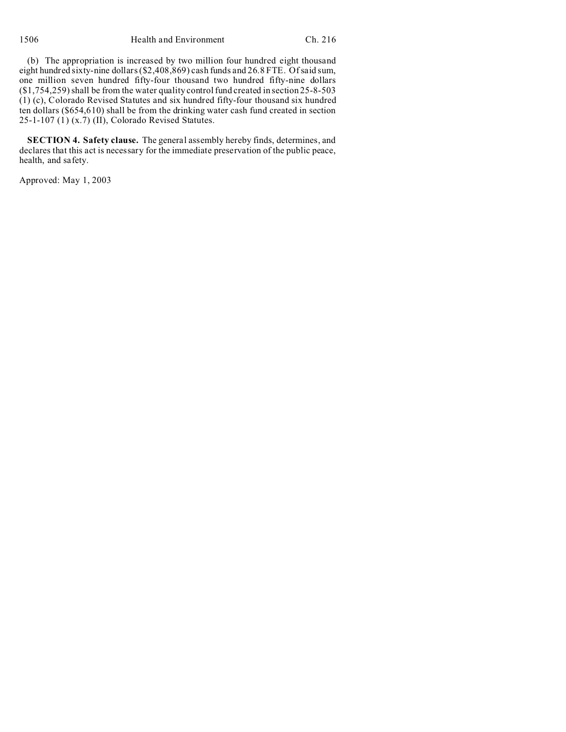(b) The appropriation is increased by two million four hundred eight thousand eight hundred sixty-nine dollars ($2,408,869) cash funds and 26.8 FTE. Of said sum, one million seven hundred fifty-four thousand two hundred fifty-nine dollars ($1,754,259) shall be from the water quality control fund created in section 25-8-503 (1) (c), Colorado Revised Statutes and six hundred fifty-four thousand six hundred ten dollars ($654,610) shall be from the drinking water cash fund created in section 25-1-107 (1) (x.7) (II), Colorado Revised Statutes.

**SECTION 4. Safety clause.** The general assembly hereby finds, determines, and declares that this act is necessary for the immediate preservation of the public peace, health, and safety.

Approved: May 1, 2003